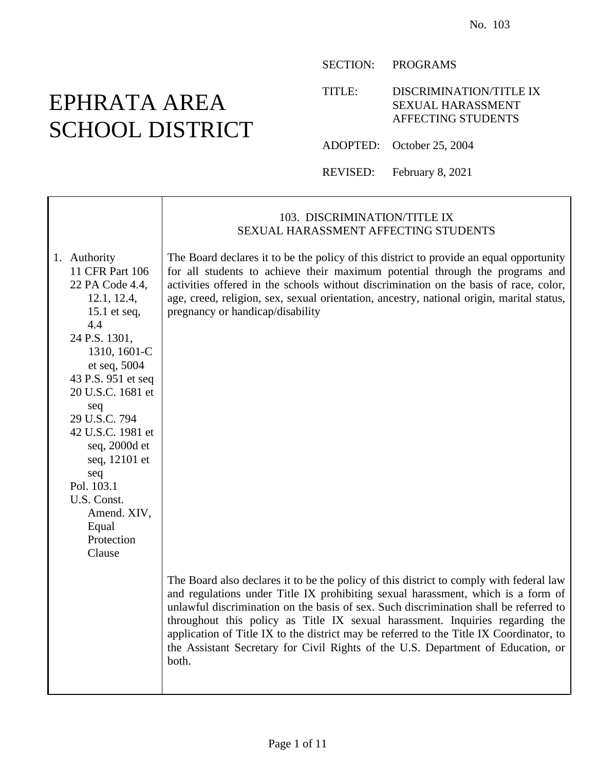No. 103

# EPHRATA AREA SCHOOL DISTRICT

SECTION: PROGRAMS

TITLE: DISCRIMINATION/TITLE IX SEXUAL HARASSMENT AFFECTING STUDENTS

ADOPTED: October 25, 2004

REVISED: February 8, 2021

## 103. DISCRIMINATION/TITLE IX SEXUAL HARASSMENT AFFECTING STUDENTS

### 1. Authority

11 CFR Part 106
22 PA Code 4.4, 12.1, 12.4, 15.1 et seq, 4.4
24 P.S. 1301, 1310, 1601-C et seq, 5004
43 P.S. 951 et seq
20 U.S.C. 1681 et seq
29 U.S.C. 794
42 U.S.C. 1981 et seq, 2000d et seq, 12101 et seq
Pol. 103.1
U.S. Const. Amend. XIV, Equal Protection Clause

The Board declares it to be the policy of this district to provide an equal opportunity for all students to achieve their maximum potential through the programs and activities offered in the schools without discrimination on the basis of race, color, age, creed, religion, sex, sexual orientation, ancestry, national origin, marital status, pregnancy or handicap/disability

The Board also declares it to be the policy of this district to comply with federal law and regulations under Title IX prohibiting sexual harassment, which is a form of unlawful discrimination on the basis of sex. Such discrimination shall be referred to throughout this policy as Title IX sexual harassment. Inquiries regarding the application of Title IX to the district may be referred to the Title IX Coordinator, to the Assistant Secretary for Civil Rights of the U.S. Department of Education, or both.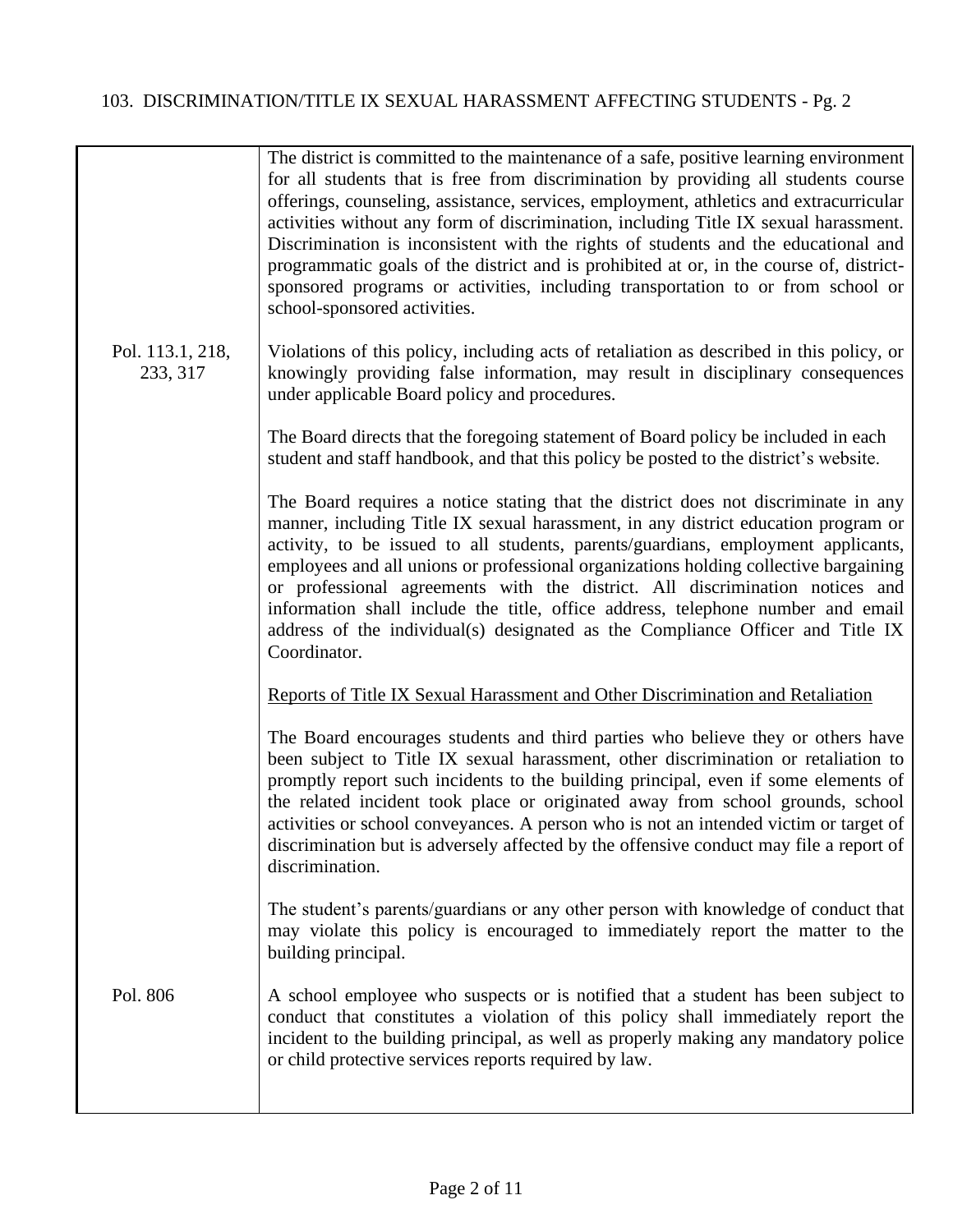The district is committed to the maintenance of a safe, positive learning environment for all students that is free from discrimination by providing all students course offerings, counseling, assistance, services, employment, athletics and extracurricular activities without any form of discrimination, including Title IX sexual harassment. Discrimination is inconsistent with the rights of students and the educational and programmatic goals of the district and is prohibited at or, in the course of, district-sponsored programs or activities, including transportation to or from school or school-sponsored activities.

Pol. 113.1, 218, 233, 317

Violations of this policy, including acts of retaliation as described in this policy, or knowingly providing false information, may result in disciplinary consequences under applicable Board policy and procedures.

The Board directs that the foregoing statement of Board policy be included in each student and staff handbook, and that this policy be posted to the district's website.

The Board requires a notice stating that the district does not discriminate in any manner, including Title IX sexual harassment, in any district education program or activity, to be issued to all students, parents/guardians, employment applicants, employees and all unions or professional organizations holding collective bargaining or professional agreements with the district. All discrimination notices and information shall include the title, office address, telephone number and email address of the individual(s) designated as the Compliance Officer and Title IX Coordinator.

Reports of Title IX Sexual Harassment and Other Discrimination and Retaliation

The Board encourages students and third parties who believe they or others have been subject to Title IX sexual harassment, other discrimination or retaliation to promptly report such incidents to the building principal, even if some elements of the related incident took place or originated away from school grounds, school activities or school conveyances. A person who is not an intended victim or target of discrimination but is adversely affected by the offensive conduct may file a report of discrimination.

The student's parents/guardians or any other person with knowledge of conduct that may violate this policy is encouraged to immediately report the matter to the building principal.

Pol. 806

A school employee who suspects or is notified that a student has been subject to conduct that constitutes a violation of this policy shall immediately report the incident to the building principal, as well as properly making any mandatory police or child protective services reports required by law.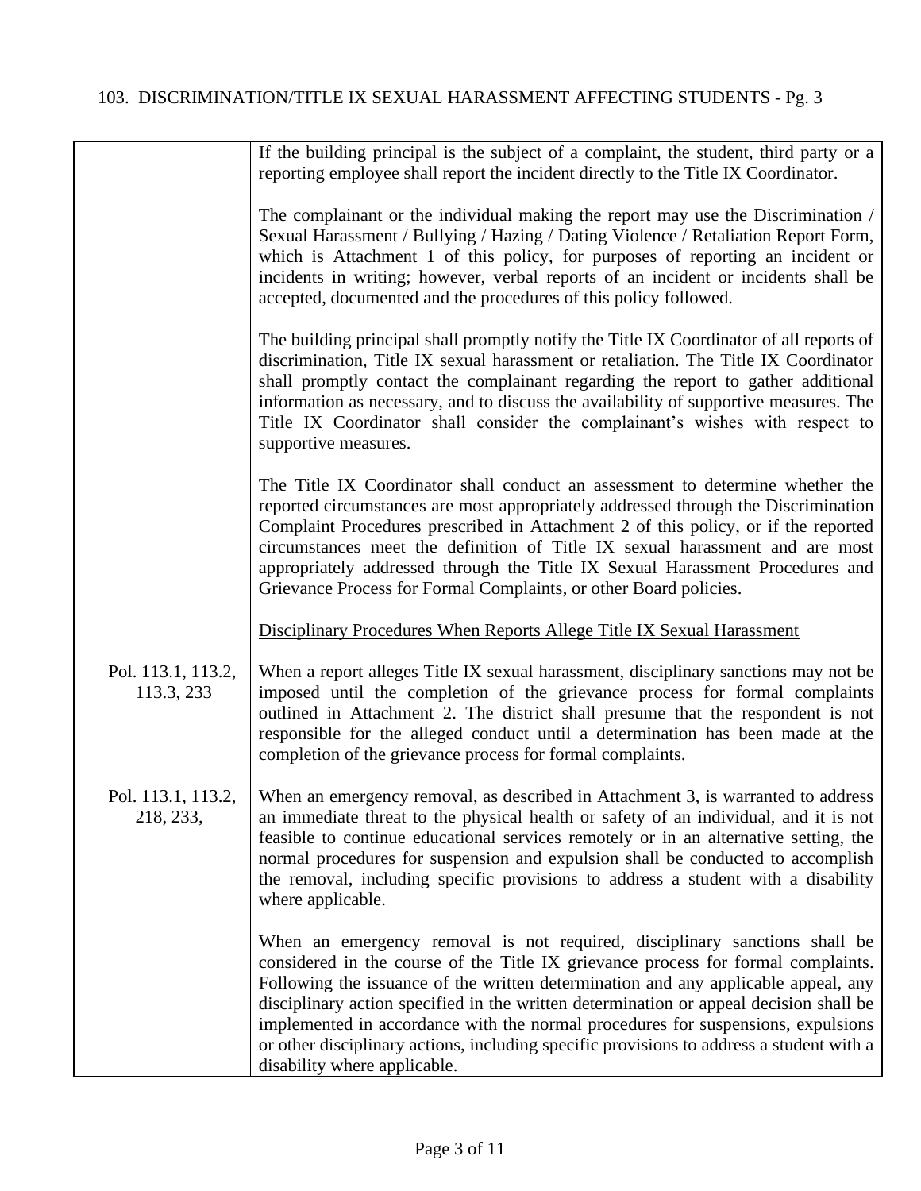If the building principal is the subject of a complaint, the student, third party or a reporting employee shall report the incident directly to the Title IX Coordinator.

The complainant or the individual making the report may use the Discrimination / Sexual Harassment / Bullying / Hazing / Dating Violence / Retaliation Report Form, which is Attachment 1 of this policy, for purposes of reporting an incident or incidents in writing; however, verbal reports of an incident or incidents shall be accepted, documented and the procedures of this policy followed.

The building principal shall promptly notify the Title IX Coordinator of all reports of discrimination, Title IX sexual harassment or retaliation. The Title IX Coordinator shall promptly contact the complainant regarding the report to gather additional information as necessary, and to discuss the availability of supportive measures. The Title IX Coordinator shall consider the complainant's wishes with respect to supportive measures.

The Title IX Coordinator shall conduct an assessment to determine whether the reported circumstances are most appropriately addressed through the Discrimination Complaint Procedures prescribed in Attachment 2 of this policy, or if the reported circumstances meet the definition of Title IX sexual harassment and are most appropriately addressed through the Title IX Sexual Harassment Procedures and Grievance Process for Formal Complaints, or other Board policies.

Disciplinary Procedures When Reports Allege Title IX Sexual Harassment

Pol. 113.1, 113.2, 113.3, 233

When a report alleges Title IX sexual harassment, disciplinary sanctions may not be imposed until the completion of the grievance process for formal complaints outlined in Attachment 2. The district shall presume that the respondent is not responsible for the alleged conduct until a determination has been made at the completion of the grievance process for formal complaints.

Pol. 113.1, 113.2, 218, 233,

When an emergency removal, as described in Attachment 3, is warranted to address an immediate threat to the physical health or safety of an individual, and it is not feasible to continue educational services remotely or in an alternative setting, the normal procedures for suspension and expulsion shall be conducted to accomplish the removal, including specific provisions to address a student with a disability where applicable.

When an emergency removal is not required, disciplinary sanctions shall be considered in the course of the Title IX grievance process for formal complaints. Following the issuance of the written determination and any applicable appeal, any disciplinary action specified in the written determination or appeal decision shall be implemented in accordance with the normal procedures for suspensions, expulsions or other disciplinary actions, including specific provisions to address a student with a disability where applicable.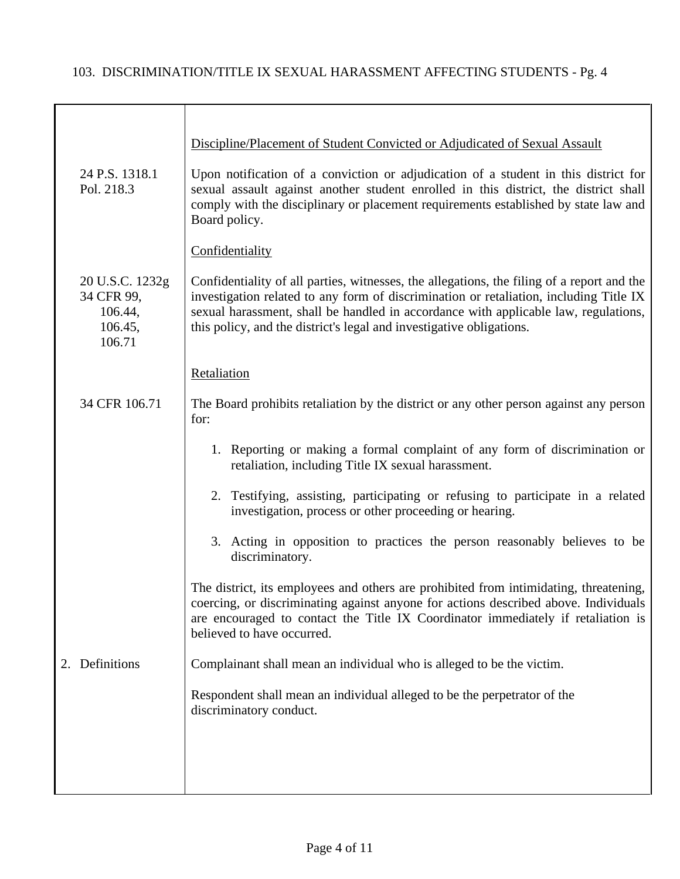Discipline/Placement of Student Convicted or Adjudicated of Sexual Assault

24 P.S. 1318.1
Pol. 218.3

Upon notification of a conviction or adjudication of a student in this district for sexual assault against another student enrolled in this district, the district shall comply with the disciplinary or placement requirements established by state law and Board policy.

Confidentiality

20 U.S.C. 1232g
34 CFR 99, 106.44, 106.45, 106.71

Confidentiality of all parties, witnesses, the allegations, the filing of a report and the investigation related to any form of discrimination or retaliation, including Title IX sexual harassment, shall be handled in accordance with applicable law, regulations, this policy, and the district's legal and investigative obligations.

Retaliation

34 CFR 106.71

The Board prohibits retaliation by the district or any other person against any person for:

1. Reporting or making a formal complaint of any form of discrimination or retaliation, including Title IX sexual harassment.

2. Testifying, assisting, participating or refusing to participate in a related investigation, process or other proceeding or hearing.

3. Acting in opposition to practices the person reasonably believes to be discriminatory.

The district, its employees and others are prohibited from intimidating, threatening, coercing, or discriminating against anyone for actions described above. Individuals are encouraged to contact the Title IX Coordinator immediately if retaliation is believed to have occurred.

## 2. Definitions

Complainant shall mean an individual who is alleged to be the victim.

Respondent shall mean an individual alleged to be the perpetrator of the discriminatory conduct.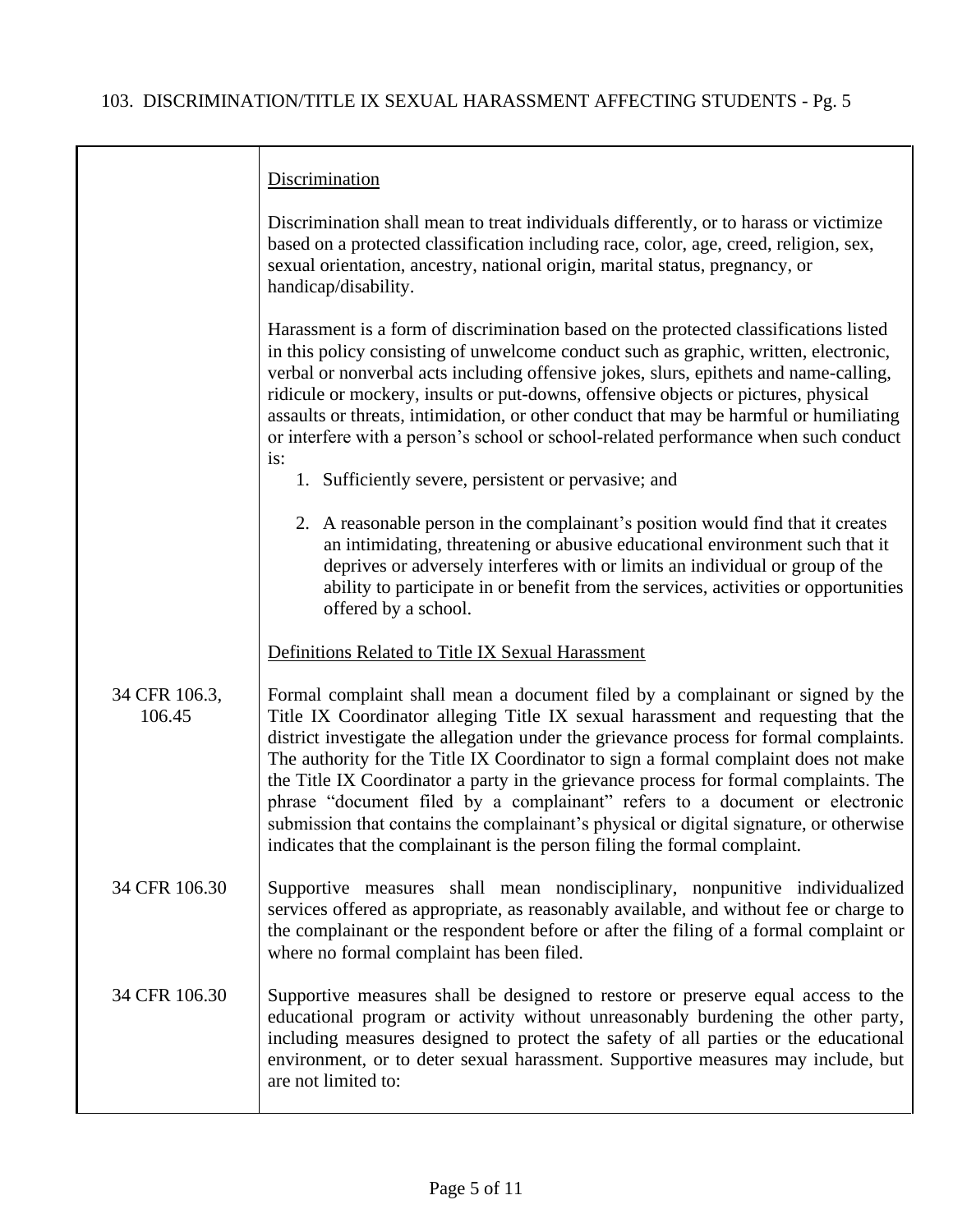| | |
|---|---|
| | <u>Discrimination</u><br><br>Discrimination shall mean to treat individuals differently, or to harass or victimize based on a protected classification including race, color, age, creed, religion, sex, sexual orientation, ancestry, national origin, marital status, pregnancy, or handicap/disability.<br><br>Harassment is a form of discrimination based on the protected classifications listed in this policy consisting of unwelcome conduct such as graphic, written, electronic, verbal or nonverbal acts including offensive jokes, slurs, epithets and name-calling, ridicule or mockery, insults or put-downs, offensive objects or pictures, physical assaults or threats, intimidation, or other conduct that may be harmful or humiliating or interfere with a person's school or school-related performance when such conduct is:<br>1. Sufficiently severe, persistent or pervasive; and<br>2. A reasonable person in the complainant's position would find that it creates an intimidating, threatening or abusive educational environment such that it deprives or adversely interferes with or limits an individual or group of the ability to participate in or benefit from the services, activities or opportunities offered by a school.<br><br><u>Definitions Related to Title IX Sexual Harassment</u> |
| 34 CFR 106.3, 106.45 | Formal complaint shall mean a document filed by a complainant or signed by the Title IX Coordinator alleging Title IX sexual harassment and requesting that the district investigate the allegation under the grievance process for formal complaints. The authority for the Title IX Coordinator to sign a formal complaint does not make the Title IX Coordinator a party in the grievance process for formal complaints. The phrase "document filed by a complainant" refers to a document or electronic submission that contains the complainant's physical or digital signature, or otherwise indicates that the complainant is the person filing the formal complaint. |
| 34 CFR 106.30 | Supportive measures shall mean nondisciplinary, nonpunitive individualized services offered as appropriate, as reasonably available, and without fee or charge to the complainant or the respondent before or after the filing of a formal complaint or where no formal complaint has been filed. |
| 34 CFR 106.30 | Supportive measures shall be designed to restore or preserve equal access to the educational program or activity without unreasonably burdening the other party, including measures designed to protect the safety of all parties or the educational environment, or to deter sexual harassment. Supportive measures may include, but are not limited to: |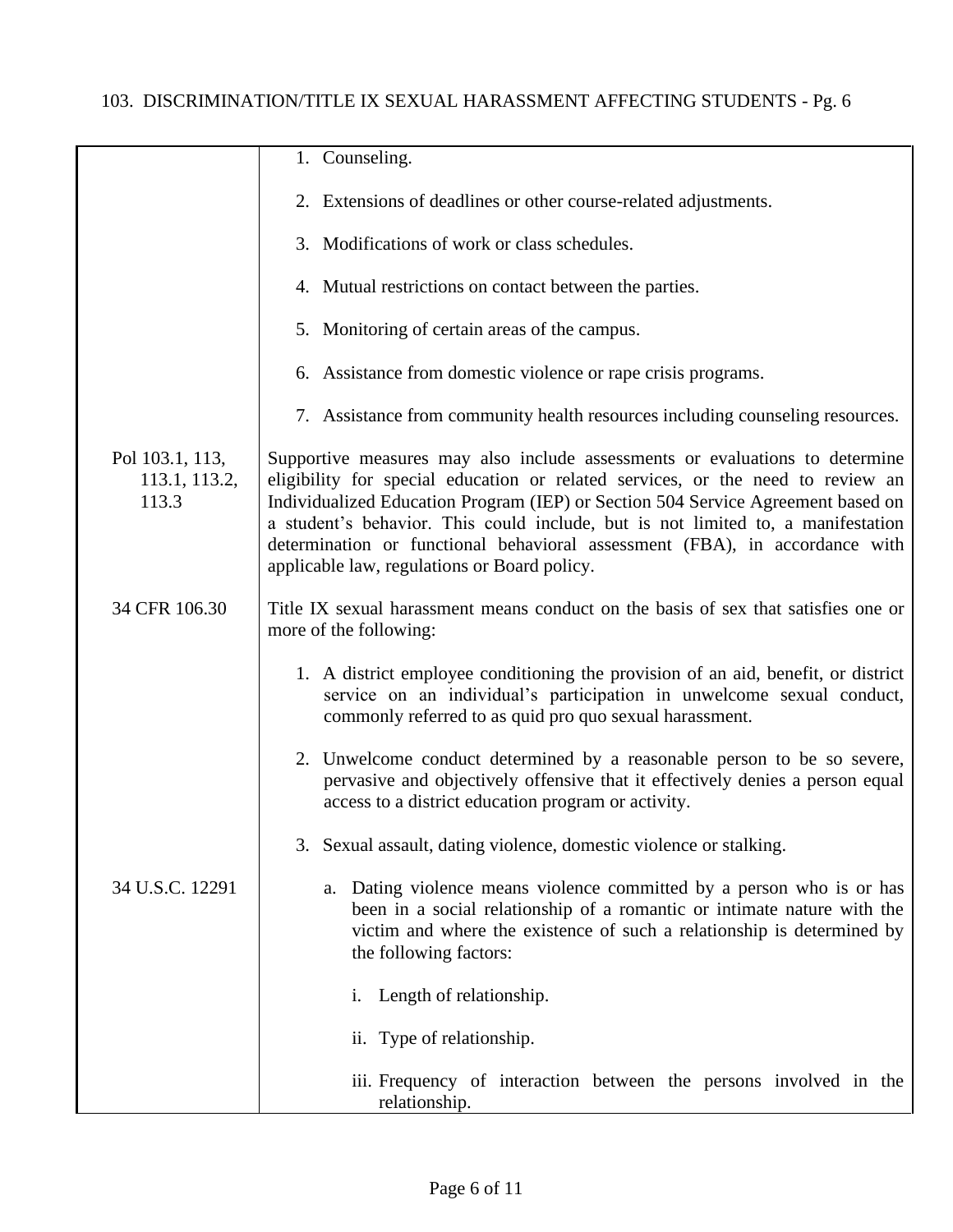1. Counseling.

2. Extensions of deadlines or other course-related adjustments.

3. Modifications of work or class schedules.

4. Mutual restrictions on contact between the parties.

5. Monitoring of certain areas of the campus.

6. Assistance from domestic violence or rape crisis programs.

7. Assistance from community health resources including counseling resources.

Pol 103.1, 113, 113.1, 113.2, 113.3

Supportive measures may also include assessments or evaluations to determine eligibility for special education or related services, or the need to review an Individualized Education Program (IEP) or Section 504 Service Agreement based on a student's behavior. This could include, but is not limited to, a manifestation determination or functional behavioral assessment (FBA), in accordance with applicable law, regulations or Board policy.

34 CFR 106.30

Title IX sexual harassment means conduct on the basis of sex that satisfies one or more of the following:

1. A district employee conditioning the provision of an aid, benefit, or district service on an individual's participation in unwelcome sexual conduct, commonly referred to as quid pro quo sexual harassment.

2. Unwelcome conduct determined by a reasonable person to be so severe, pervasive and objectively offensive that it effectively denies a person equal access to a district education program or activity.

3. Sexual assault, dating violence, domestic violence or stalking.

34 U.S.C. 12291

   a. Dating violence means violence committed by a person who is or has been in a social relationship of a romantic or intimate nature with the victim and where the existence of such a relationship is determined by the following factors:

      i. Length of relationship.

      ii. Type of relationship.

      iii. Frequency of interaction between the persons involved in the relationship.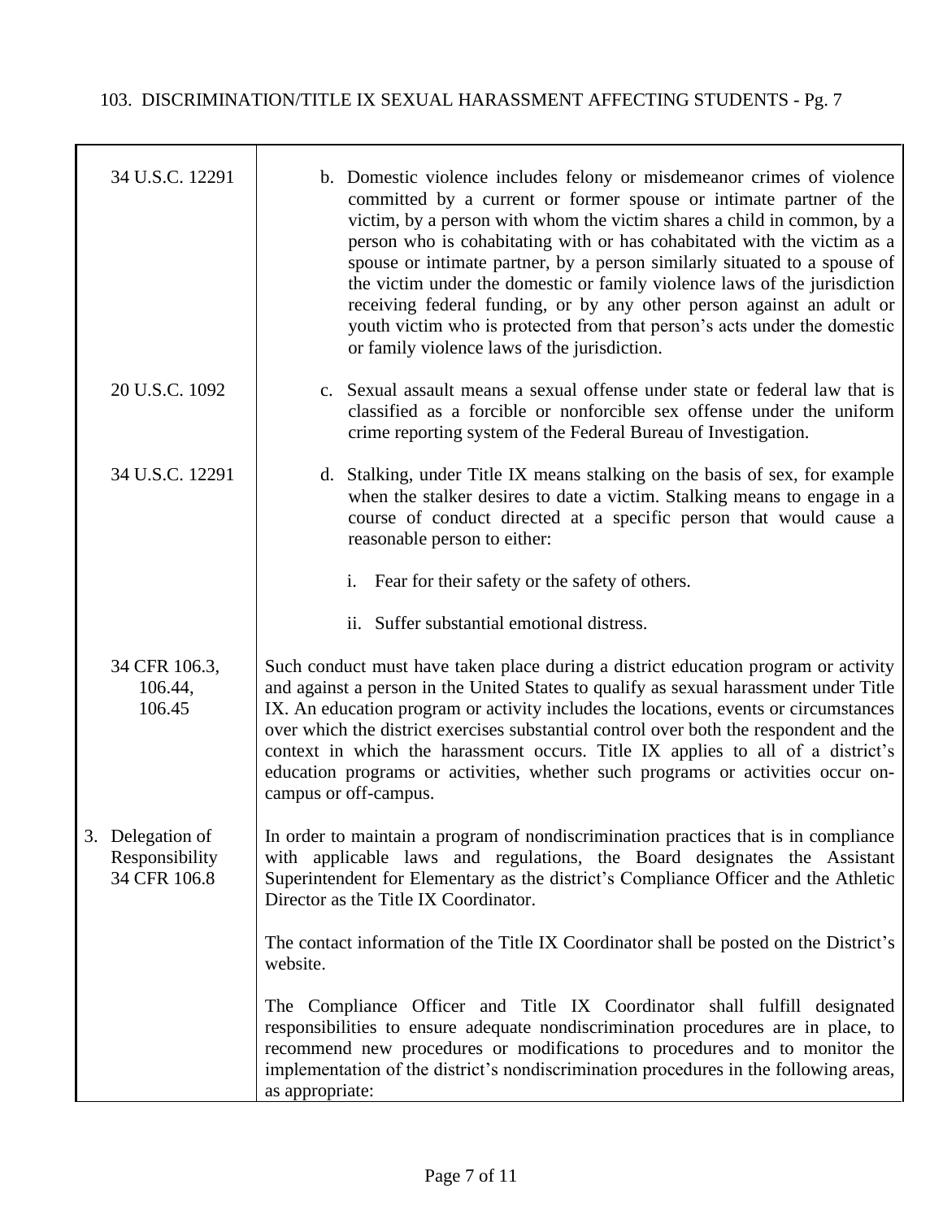| | |
|---|---|
| 34 U.S.C. 12291 | b. Domestic violence includes felony or misdemeanor crimes of violence committed by a current or former spouse or intimate partner of the victim, by a person with whom the victim shares a child in common, by a person who is cohabitating with or has cohabitated with the victim as a spouse or intimate partner, by a person similarly situated to a spouse of the victim under the domestic or family violence laws of the jurisdiction receiving federal funding, or by any other person against an adult or youth victim who is protected from that person's acts under the domestic or family violence laws of the jurisdiction. |
| 20 U.S.C. 1092 | c. Sexual assault means a sexual offense under state or federal law that is classified as a forcible or nonforcible sex offense under the uniform crime reporting system of the Federal Bureau of Investigation. |
| 34 U.S.C. 12291 | d. Stalking, under Title IX means stalking on the basis of sex, for example when the stalker desires to date a victim. Stalking means to engage in a course of conduct directed at a specific person that would cause a reasonable person to either:<br><br>i. Fear for their safety or the safety of others.<br><br>ii. Suffer substantial emotional distress. |
| 34 CFR 106.3, 106.44, 106.45 | Such conduct must have taken place during a district education program or activity and against a person in the United States to qualify as sexual harassment under Title IX. An education program or activity includes the locations, events or circumstances over which the district exercises substantial control over both the respondent and the context in which the harassment occurs. Title IX applies to all of a district's education programs or activities, whether such programs or activities occur on-campus or off-campus. |
| 3. Delegation of Responsibility<br>34 CFR 106.8 | In order to maintain a program of nondiscrimination practices that is in compliance with applicable laws and regulations, the Board designates the Assistant Superintendent for Elementary as the district's Compliance Officer and the Athletic Director as the Title IX Coordinator.<br><br>The contact information of the Title IX Coordinator shall be posted on the District's website.<br><br>The Compliance Officer and Title IX Coordinator shall fulfill designated responsibilities to ensure adequate nondiscrimination procedures are in place, to recommend new procedures or modifications to procedures and to monitor the implementation of the district's nondiscrimination procedures in the following areas, as appropriate: |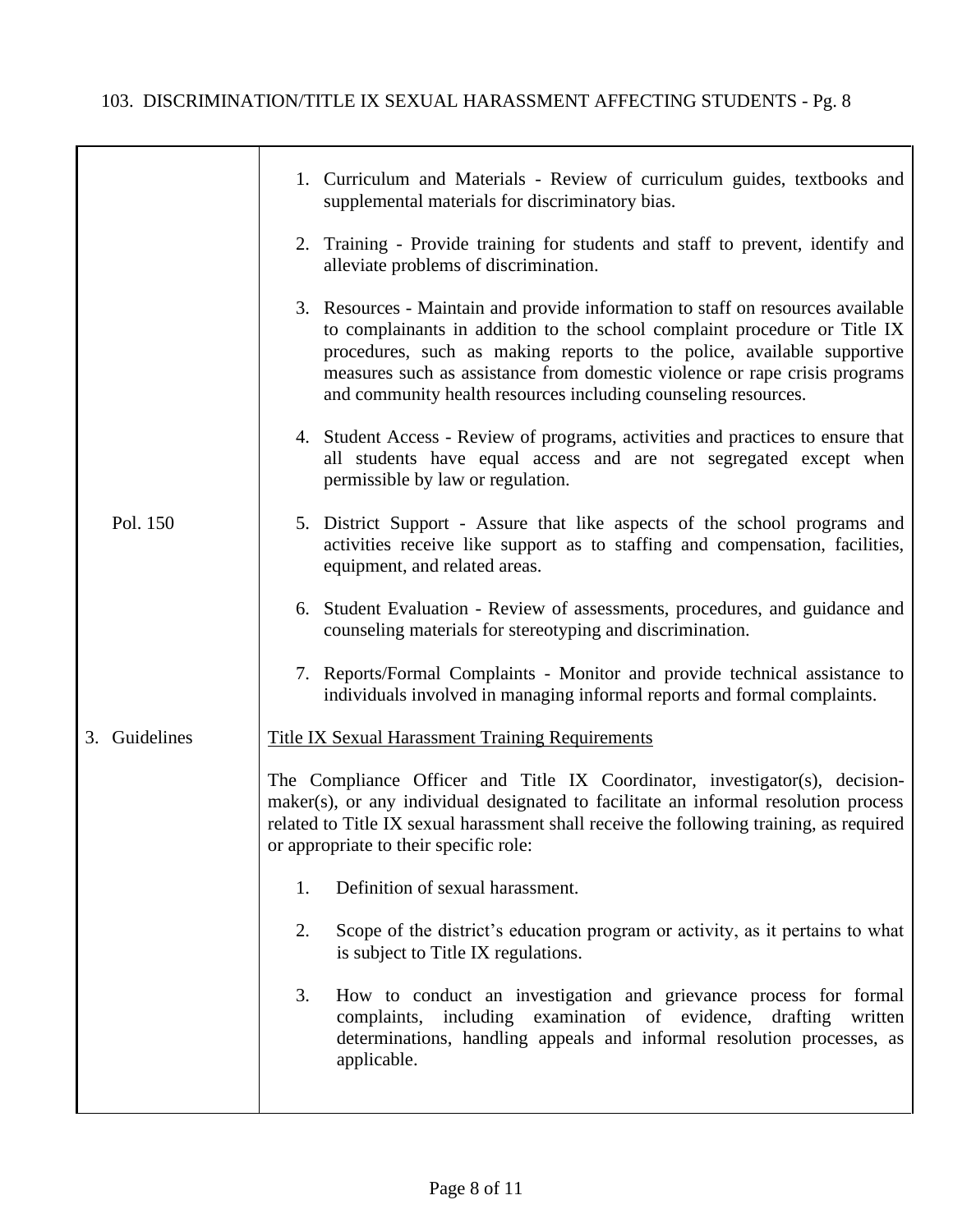1. Curriculum and Materials - Review of curriculum guides, textbooks and supplemental materials for discriminatory bias.

2. Training - Provide training for students and staff to prevent, identify and alleviate problems of discrimination.

3. Resources - Maintain and provide information to staff on resources available to complainants in addition to the school complaint procedure or Title IX procedures, such as making reports to the police, available supportive measures such as assistance from domestic violence or rape crisis programs and community health resources including counseling resources.

4. Student Access - Review of programs, activities and practices to ensure that all students have equal access and are not segregated except when permissible by law or regulation.

Pol. 150

5. District Support - Assure that like aspects of the school programs and activities receive like support as to staffing and compensation, facilities, equipment, and related areas.

6. Student Evaluation - Review of assessments, procedures, and guidance and counseling materials for stereotyping and discrimination.

7. Reports/Formal Complaints - Monitor and provide technical assistance to individuals involved in managing informal reports and formal complaints.

## 3. Guidelines

Title IX Sexual Harassment Training Requirements

The Compliance Officer and Title IX Coordinator, investigator(s), decision-maker(s), or any individual designated to facilitate an informal resolution process related to Title IX sexual harassment shall receive the following training, as required or appropriate to their specific role:

1. Definition of sexual harassment.

2. Scope of the district's education program or activity, as it pertains to what is subject to Title IX regulations.

3. How to conduct an investigation and grievance process for formal complaints, including examination of evidence, drafting written determinations, handling appeals and informal resolution processes, as applicable.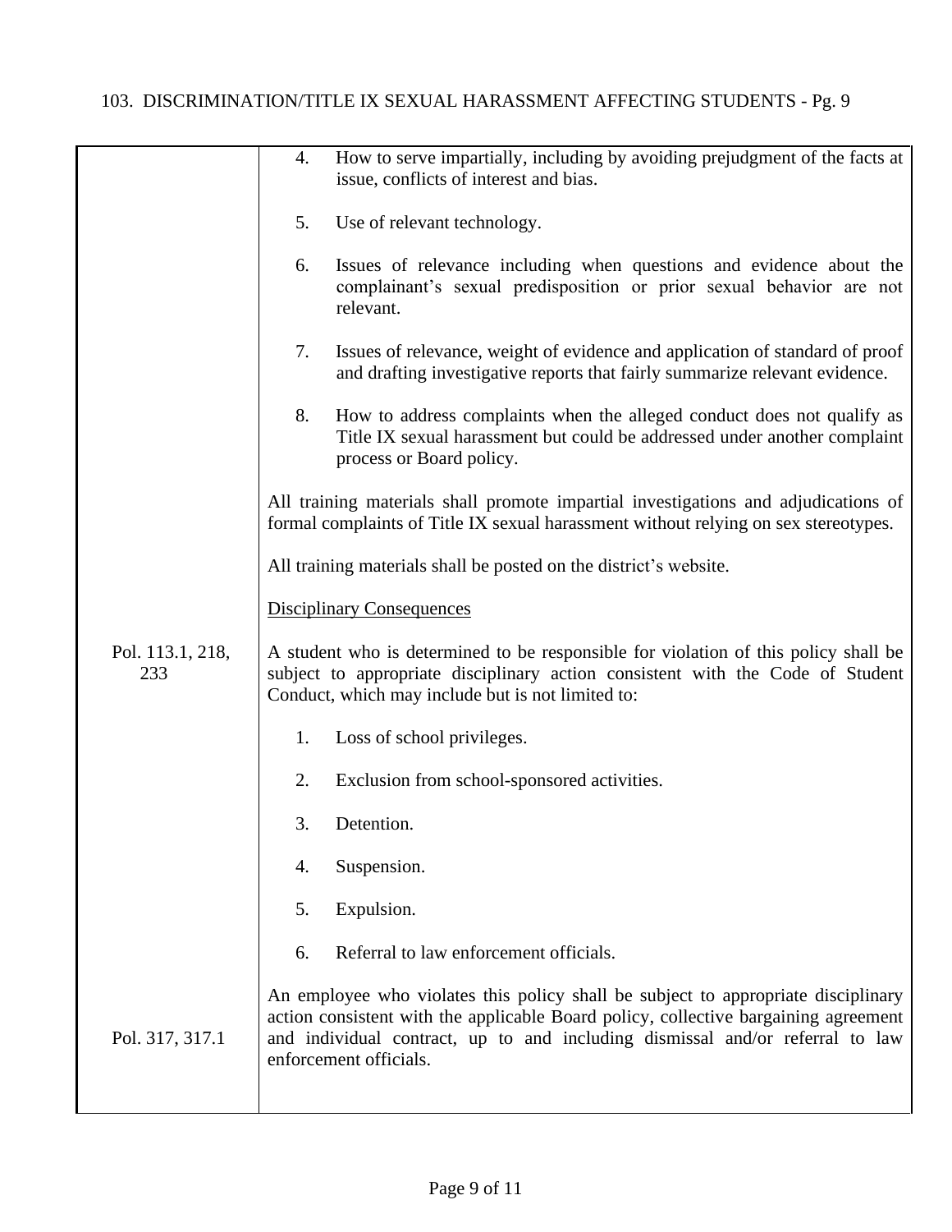4. How to serve impartially, including by avoiding prejudgment of the facts at issue, conflicts of interest and bias.

5. Use of relevant technology.

6. Issues of relevance including when questions and evidence about the complainant's sexual predisposition or prior sexual behavior are not relevant.

7. Issues of relevance, weight of evidence and application of standard of proof and drafting investigative reports that fairly summarize relevant evidence.

8. How to address complaints when the alleged conduct does not qualify as Title IX sexual harassment but could be addressed under another complaint process or Board policy.

All training materials shall promote impartial investigations and adjudications of formal complaints of Title IX sexual harassment without relying on sex stereotypes.

All training materials shall be posted on the district's website.

Disciplinary Consequences

Pol. 113.1, 218, 233

A student who is determined to be responsible for violation of this policy shall be subject to appropriate disciplinary action consistent with the Code of Student Conduct, which may include but is not limited to:

1. Loss of school privileges.

2. Exclusion from school-sponsored activities.

3. Detention.

4. Suspension.

5. Expulsion.

6. Referral to law enforcement officials.

Pol. 317, 317.1

An employee who violates this policy shall be subject to appropriate disciplinary action consistent with the applicable Board policy, collective bargaining agreement and individual contract, up to and including dismissal and/or referral to law enforcement officials.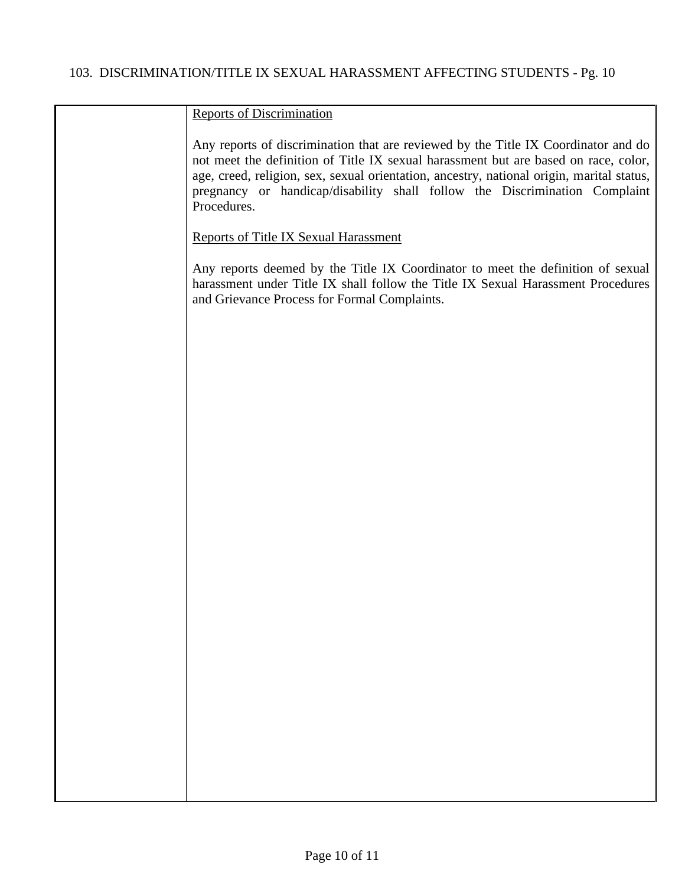### Reports of Discrimination

Any reports of discrimination that are reviewed by the Title IX Coordinator and do not meet the definition of Title IX sexual harassment but are based on race, color, age, creed, religion, sex, sexual orientation, ancestry, national origin, marital status, pregnancy or handicap/disability shall follow the Discrimination Complaint Procedures.

### Reports of Title IX Sexual Harassment

Any reports deemed by the Title IX Coordinator to meet the definition of sexual harassment under Title IX shall follow the Title IX Sexual Harassment Procedures and Grievance Process for Formal Complaints.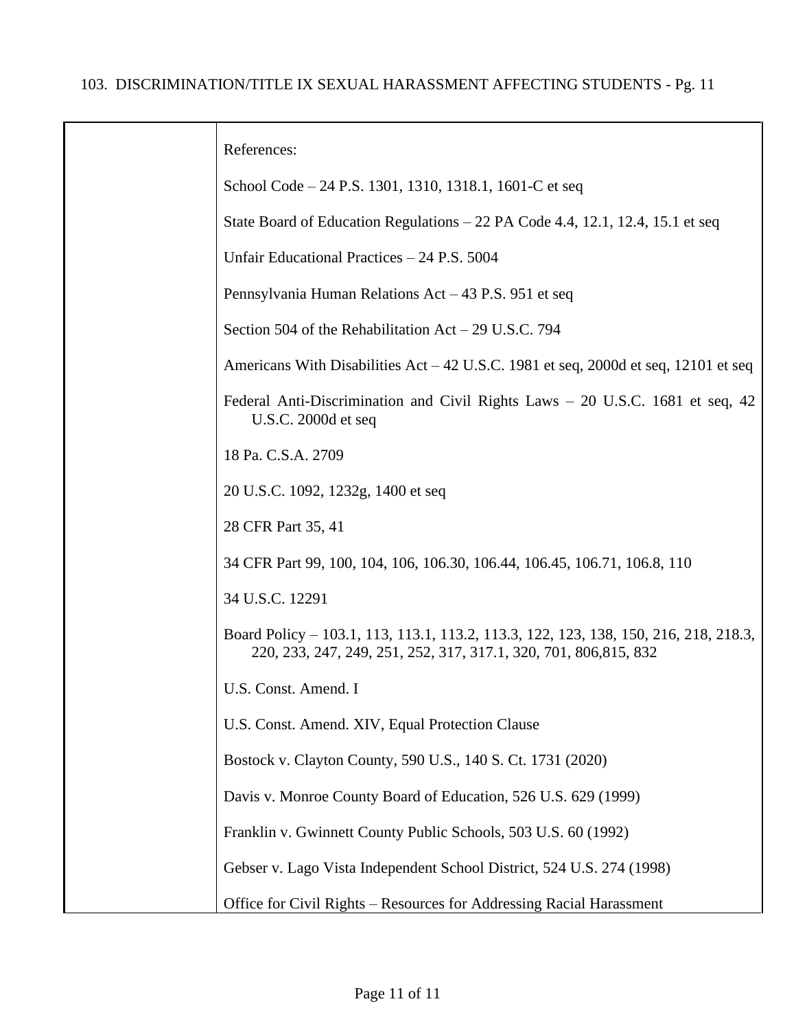References:

School Code – 24 P.S. 1301, 1310, 1318.1, 1601-C et seq

State Board of Education Regulations – 22 PA Code 4.4, 12.1, 12.4, 15.1 et seq

Unfair Educational Practices – 24 P.S. 5004

Pennsylvania Human Relations Act – 43 P.S. 951 et seq

Section 504 of the Rehabilitation Act – 29 U.S.C. 794

Americans With Disabilities Act – 42 U.S.C. 1981 et seq, 2000d et seq, 12101 et seq

Federal Anti-Discrimination and Civil Rights Laws – 20 U.S.C. 1681 et seq, 42 U.S.C. 2000d et seq

18 Pa. C.S.A. 2709

20 U.S.C. 1092, 1232g, 1400 et seq

28 CFR Part 35, 41

34 CFR Part 99, 100, 104, 106, 106.30, 106.44, 106.45, 106.71, 106.8, 110

34 U.S.C. 12291

Board Policy – 103.1, 113, 113.1, 113.2, 113.3, 122, 123, 138, 150, 216, 218, 218.3, 220, 233, 247, 249, 251, 252, 317, 317.1, 320, 701, 806,815, 832

U.S. Const. Amend. I

U.S. Const. Amend. XIV, Equal Protection Clause

Bostock v. Clayton County, 590 U.S., 140 S. Ct. 1731 (2020)

Davis v. Monroe County Board of Education, 526 U.S. 629 (1999)

Franklin v. Gwinnett County Public Schools, 503 U.S. 60 (1992)

Gebser v. Lago Vista Independent School District, 524 U.S. 274 (1998)

Office for Civil Rights – Resources for Addressing Racial Harassment